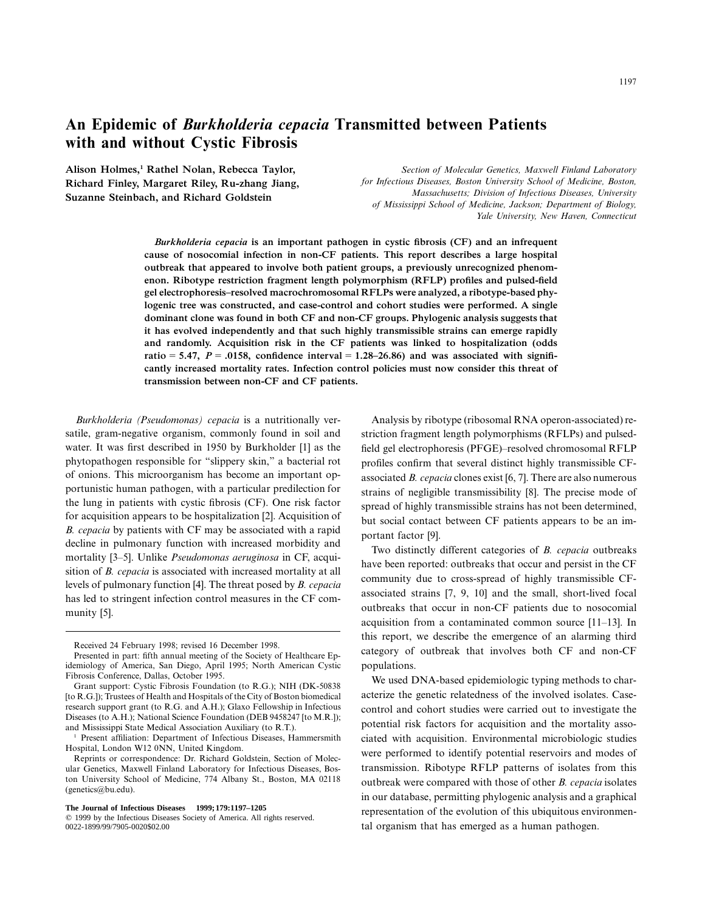# An Epidemic of *Burkholderia cepacia* Transmitted between Patients with and without Cystic Fibrosis

**Alison Holmes,[1] Rathel Nolan, Rebecca Taylor, Richard Finley, Margaret Riley, Ru-zhang Jiang, Suzanne Steinbach, and Richard Goldstein**

*Section of Molecular Genetics, Maxwell Finland Laboratory for Infectious Diseases, Boston University School of Medicine, Boston, Massachusetts; Division of Infectious Diseases, University of Mississippi School of Medicine, Jackson; Department of Biology, Yale University, New Haven, Connecticut*

***Burkholderia cepacia*** **is an important pathogen in cystic fibrosis (CF) and an infrequent cause of nosocomial infection in non-CF patients. This report describes a large hospital outbreak that appeared to involve both patient groups, a previously unrecognized phenomenon. Ribotype restriction fragment length polymorphism (RFLP) profiles and pulsed-field gel electrophoresis–resolved macrochromosomal RFLPs were analyzed, a ribotype-based phylogenic tree was constructed, and case-control and cohort studies were performed. A single dominant clone was found in both CF and non-CF groups. Phylogenic analysis suggests that it has evolved independently and that such highly transmissible strains can emerge rapidly and randomly. Acquisition risk in the CF patients was linked to hospitalization (odds ratio = 5.47, $P = .0158$, confidence interval = 1.28–26.86) and was associated with significantly increased mortality rates. Infection control policies must now consider this threat of transmission between non-CF and CF patients.**

*Burkholderia (Pseudomonas) cepacia* is a nutritionally versatile, gram-negative organism, commonly found in soil and water. It was first described in 1950 by Burkholder [1] as the phytopathogen responsible for "slippery skin," a bacterial rot of onions. This microorganism has become an important opportunistic human pathogen, with a particular predilection for the lung in patients with cystic fibrosis (CF). One risk factor for acquisition appears to be hospitalization [2]. Acquisition of *B. cepacia* by patients with CF may be associated with a rapid decline in pulmonary function with increased morbidity and mortality [3–5]. Unlike *Pseudomonas aeruginosa* in CF, acquisition of *B. cepacia* is associated with increased mortality at all levels of pulmonary function [4]. The threat posed by *B. cepacia* has led to stringent infection control measures in the CF community [5].

Analysis by ribotype (ribosomal RNA operon-associated) restriction fragment length polymorphisms (RFLPs) and pulsed-field gel electrophoresis (PFGE)–resolved chromosomal RFLP profiles confirm that several distinct highly transmissible CF-associated *B. cepacia* clones exist [6, 7]. There are also numerous strains of negligible transmissibility [8]. The precise mode of spread of highly transmissible strains has not been determined, but social contact between CF patients appears to be an important factor [9].

Two distinctly different categories of *B. cepacia* outbreaks have been reported: outbreaks that occur and persist in the CF community due to cross-spread of highly transmissible CF-associated strains [7, 9, 10] and the small, short-lived focal outbreaks that occur in non-CF patients due to nosocomial acquisition from a contaminated common source [11–13]. In this report, we describe the emergence of an alarming third category of outbreak that involves both CF and non-CF populations.

We used DNA-based epidemiologic typing methods to characterize the genetic relatedness of the involved isolates. Case-control and cohort studies were carried out to investigate the potential risk factors for acquisition and the mortality associated with acquisition. Environmental microbiologic studies were performed to identify potential reservoirs and modes of transmission. Ribotype RFLP patterns of isolates from this outbreak were compared with those of other *B. cepacia* isolates in our database, permitting phylogenic analysis and a graphical representation of the evolution of this ubiquitous environmental organism that has emerged as a human pathogen.

---

Received 24 February 1998; revised 16 December 1998.

Presented in part: fifth annual meeting of the Society of Healthcare Epidemiology of America, San Diego, April 1995; North American Cystic Fibrosis Conference, Dallas, October 1995.

Grant support: Cystic Fibrosis Foundation (to R.G.); NIH (DK-50838 [to R.G.]); Trustees of Health and Hospitals of the City of Boston biomedical research support grant (to R.G. and A.H.); Glaxo Fellowship in Infectious Diseases (to A.H.); National Science Foundation (DEB 9458247 [to M.R.]); and Mississippi State Medical Association Auxiliary (to R.T.).

[1] Present affiliation: Department of Infectious Diseases, Hammersmith Hospital, London W12 0NN, United Kingdom.

Reprints or correspondence: Dr. Richard Goldstein, Section of Molecular Genetics, Maxwell Finland Laboratory for Infectious Diseases, Boston University School of Medicine, 774 Albany St., Boston, MA 02118 (genetics@bu.edu).

**The Journal of Infectious Diseases 1999; 179:1197–1205**
© 1999 by the Infectious Diseases Society of America. All rights reserved.
0022-1899/99/7905-0020$02.00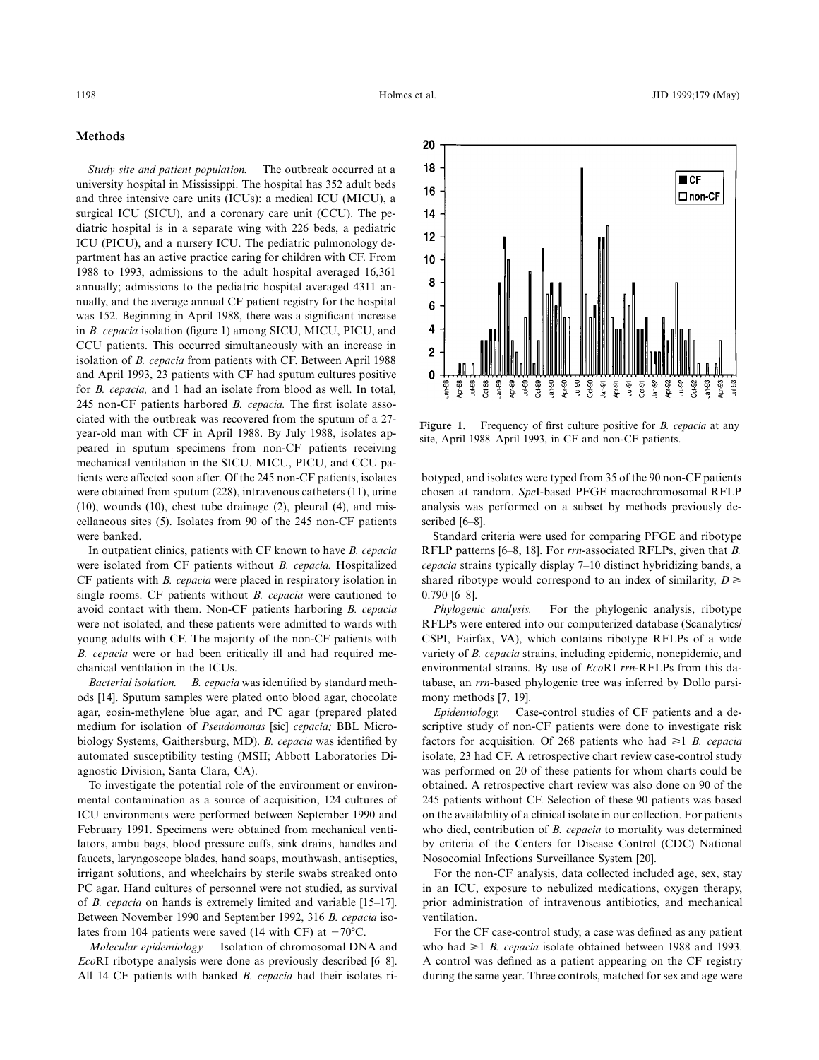## Methods

*Study site and patient population.* The outbreak occurred at a university hospital in Mississippi. The hospital has 352 adult beds and three intensive care units (ICUs): a medical ICU (MICU), a surgical ICU (SICU), and a coronary care unit (CCU). The pediatric hospital is in a separate wing with 226 beds, a pediatric ICU (PICU), and a nursery ICU. The pediatric pulmonology department has an active practice caring for children with CF. From 1988 to 1993, admissions to the adult hospital averaged 16,361 annually; admissions to the pediatric hospital averaged 4311 annually, and the average annual CF patient registry for the hospital was 152. Beginning in April 1988, there was a significant increase in *B. cepacia* isolation (figure 1) among SICU, MICU, PICU, and CCU patients. This occurred simultaneously with an increase in isolation of *B. cepacia* from patients with CF. Between April 1988 and April 1993, 23 patients with CF had sputum cultures positive for *B. cepacia,* and 1 had an isolate from blood as well. In total, 245 non-CF patients harbored *B. cepacia.* The first isolate associated with the outbreak was recovered from the sputum of a 27-year-old man with CF in April 1988. By July 1988, isolates appeared in sputum specimens from non-CF patients receiving mechanical ventilation in the SICU. MICU, PICU, and CCU patients were affected soon after. Of the 245 non-CF patients, isolates were obtained from sputum (228), intravenous catheters (11), urine (10), wounds (10), chest tube drainage (2), pleural (4), and miscellaneous sites (5). Isolates from 90 of the 245 non-CF patients were banked.

In outpatient clinics, patients with CF known to have *B. cepacia* were isolated from CF patients without *B. cepacia.* Hospitalized CF patients with *B. cepacia* were placed in respiratory isolation in single rooms. CF patients without *B. cepacia* were cautioned to avoid contact with them. Non-CF patients harboring *B. cepacia* were not isolated, and these patients were admitted to wards with young adults with CF. The majority of the non-CF patients with *B. cepacia* were or had been critically ill and had required mechanical ventilation in the ICUs.

*Bacterial isolation.* *B. cepacia* was identified by standard methods [14]. Sputum samples were plated onto blood agar, chocolate agar, eosin-methylene blue agar, and PC agar (prepared plated medium for isolation of *Pseudomonas* [sic] *cepacia;* BBL Microbiology Systems, Gaithersburg, MD). *B. cepacia* was identified by automated susceptibility testing (MSII; Abbott Laboratories Diagnostic Division, Santa Clara, CA).

To investigate the potential role of the environment or environmental contamination as a source of acquisition, 124 cultures of ICU environments were performed between September 1990 and February 1991. Specimens were obtained from mechanical ventilators, ambu bags, blood pressure cuffs, sink drains, handles and faucets, laryngoscope blades, hand soaps, mouthwash, antiseptics, irrigant solutions, and wheelchairs by sterile swabs streaked onto PC agar. Hand cultures of personnel were not studied, as survival of *B. cepacia* on hands is extremely limited and variable [15–17]. Between November 1990 and September 1992, 316 *B. cepacia* isolates from 104 patients were saved (14 with CF) at −70°C.

*Molecular epidemiology.* Isolation of chromosomal DNA and *Eco*RI ribotype analysis were done as previously described [6–8]. All 14 CF patients with banked *B. cepacia* had their isolates ribotyped, and isolates were typed from 35 of the 90 non-CF patients chosen at random. *Spe*I-based PFGE macrochromosomal RFLP analysis was performed on a subset by methods previously described [6–8].

Standard criteria were used for comparing PFGE and ribotype RFLP patterns [6–8, 18]. For *rrn*-associated RFLPs, given that *B. cepacia* strains typically display 7–10 distinct hybridizing bands, a shared ribotype would correspond to an index of similarity, $D \geq 0.790$ [6–8].

*Phylogenic analysis.* For the phylogenic analysis, ribotype RFLPs were entered into our computerized database (Scanalytics/CSPI, Fairfax, VA), which contains ribotype RFLPs of a wide variety of *B. cepacia* strains, including epidemic, nonepidemic, and environmental strains. By use of *Eco*RI *rrn*-RFLPs from this database, an *rrn*-based phylogenic tree was inferred by Dollo parsimony methods [7, 19].

*Epidemiology.* Case-control studies of CF patients and a descriptive study of non-CF patients were done to investigate risk factors for acquisition. Of 268 patients who had ⩾1 *B. cepacia* isolate, 23 had CF. A retrospective chart review case-control study was performed on 20 of these patients for whom charts could be obtained. A retrospective chart review was also done on 90 of the 245 patients without CF. Selection of these 90 patients was based on the availability of a clinical isolate in our collection. For patients who died, contribution of *B. cepacia* to mortality was determined by criteria of the Centers for Disease Control (CDC) National Nosocomial Infections Surveillance System [20].

For the non-CF analysis, data collected included age, sex, stay in an ICU, exposure to nebulized medications, oxygen therapy, prior administration of intravenous antibiotics, and mechanical ventilation.

For the CF case-control study, a case was defined as any patient who had ⩾1 *B. cepacia* isolate obtained between 1988 and 1993. A control was defined as a patient appearing on the CF registry during the same year. Three controls, matched for sex and age were

**Figure 1.** Frequency of first culture positive for *B. cepacia* at any site, April 1988–April 1993, in CF and non-CF patients.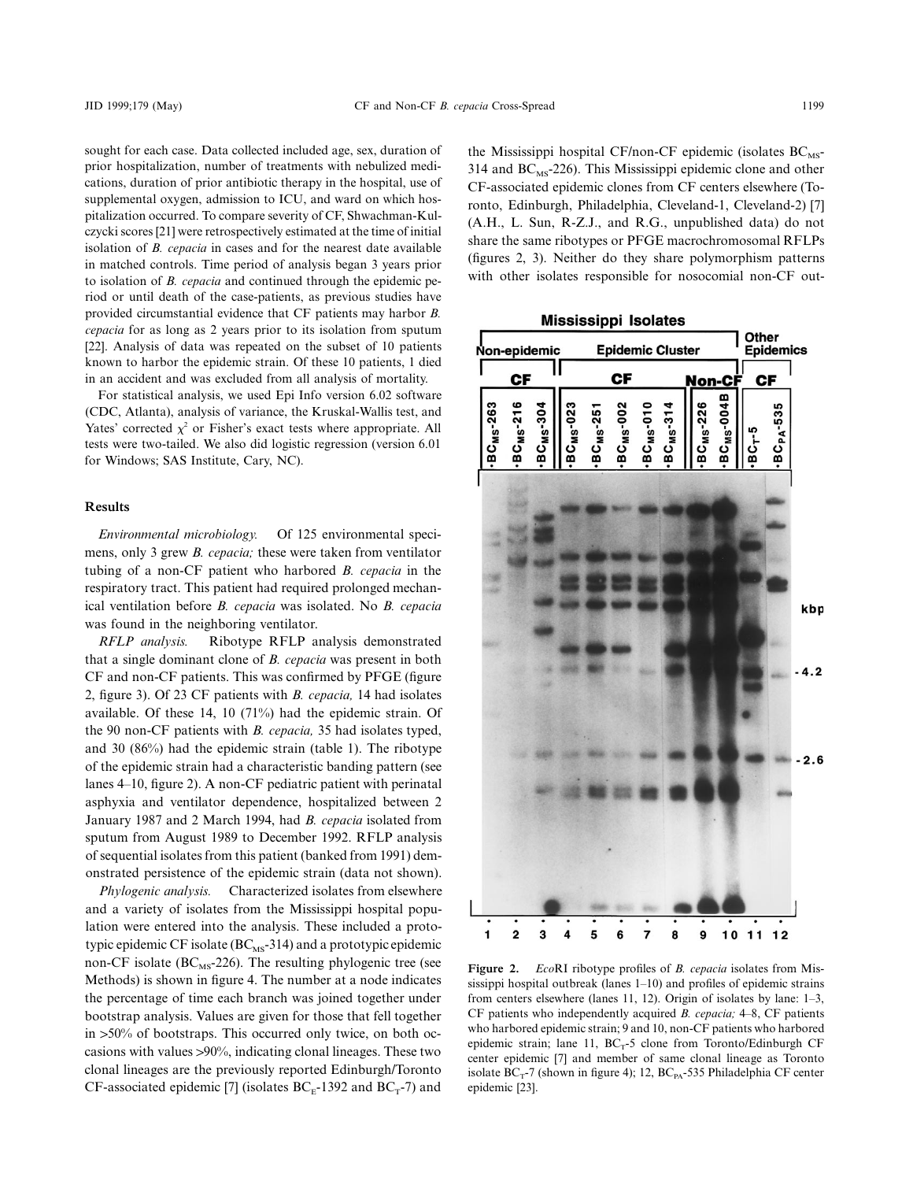sought for each case. Data collected included age, sex, duration of prior hospitalization, number of treatments with nebulized medications, duration of prior antibiotic therapy in the hospital, use of supplemental oxygen, admission to ICU, and ward on which hospitalization occurred. To compare severity of CF, Shwachman-Kulczycki scores [21] were retrospectively estimated at the time of initial isolation of *B. cepacia* in cases and for the nearest date available in matched controls. Time period of analysis began 3 years prior to isolation of *B. cepacia* and continued through the epidemic period or until death of the case-patients, as previous studies have provided circumstantial evidence that CF patients may harbor *B. cepacia* for as long as 2 years prior to its isolation from sputum [22]. Analysis of data was repeated on the subset of 10 patients known to harbor the epidemic strain. Of these 10 patients, 1 died in an accident and was excluded from all analysis of mortality.

For statistical analysis, we used Epi Info version 6.02 software (CDC, Atlanta), analysis of variance, the Kruskal-Wallis test, and Yates' corrected $\chi^2$ or Fisher's exact tests where appropriate. All tests were two-tailed. We also did logistic regression (version 6.01 for Windows; SAS Institute, Cary, NC).

## Results

*Environmental microbiology.* Of 125 environmental specimens, only 3 grew *B. cepacia;* these were taken from ventilator tubing of a non-CF patient who harbored *B. cepacia* in the respiratory tract. This patient had required prolonged mechanical ventilation before *B. cepacia* was isolated. No *B. cepacia* was found in the neighboring ventilator.

*RFLP analysis.* Ribotype RFLP analysis demonstrated that a single dominant clone of *B. cepacia* was present in both CF and non-CF patients. This was confirmed by PFGE (figure 2, figure 3). Of 23 CF patients with *B. cepacia,* 14 had isolates available. Of these 14, 10 (71%) had the epidemic strain. Of the 90 non-CF patients with *B. cepacia,* 35 had isolates typed, and 30 (86%) had the epidemic strain (table 1). The ribotype of the epidemic strain had a characteristic banding pattern (see lanes 4–10, figure 2). A non-CF pediatric patient with perinatal asphyxia and ventilator dependence, hospitalized between 2 January 1987 and 2 March 1994, had *B. cepacia* isolated from sputum from August 1989 to December 1992. RFLP analysis of sequential isolates from this patient (banked from 1991) demonstrated persistence of the epidemic strain (data not shown).

*Phylogenic analysis.* Characterized isolates from elsewhere and a variety of isolates from the Mississippi hospital population were entered into the analysis. These included a prototypic epidemic CF isolate ($BC_{MS}$-314) and a prototypic epidemic non-CF isolate ($BC_{MS}$-226). The resulting phylogenic tree (see Methods) is shown in figure 4. The number at a node indicates the percentage of time each branch was joined together under bootstrap analysis. Values are given for those that fell together in >50% of bootstraps. This occurred only twice, on both occasions with values >90%, indicating clonal lineages. These two clonal lineages are the previously reported Edinburgh/Toronto CF-associated epidemic [7] (isolates $BC_E$-1392 and $BC_T$-7) and the Mississippi hospital CF/non-CF epidemic (isolates $BC_{MS}$-314 and $BC_{MS}$-226). This Mississippi epidemic clone and other CF-associated epidemic clones from CF centers elsewhere (Toronto, Edinburgh, Philadelphia, Cleveland-1, Cleveland-2) [7] (A.H., L. Sun, R-Z.J., and R.G., unpublished data) do not share the same ribotypes or PFGE macrochromosomal RFLPs (figures 2, 3). Neither do they share polymorphism patterns with other isolates responsible for nosocomial non-CF out-

**Figure 2.** *Eco*RI ribotype profiles of *B. cepacia* isolates from Mississippi hospital outbreak (lanes 1–10) and profiles of epidemic strains from centers elsewhere (lanes 11, 12). Origin of isolates by lane: 1–3, CF patients who independently acquired *B. cepacia;* 4–8, CF patients who harbored epidemic strain; 9 and 10, non-CF patients who harbored epidemic strain; lane 11, $BC_T$-5 clone from Toronto/Edinburgh CF center epidemic [7] and member of same clonal lineage as Toronto isolate $BC_T$-7 (shown in figure 4); 12, $BC_{PA}$-535 Philadelphia CF center epidemic [23].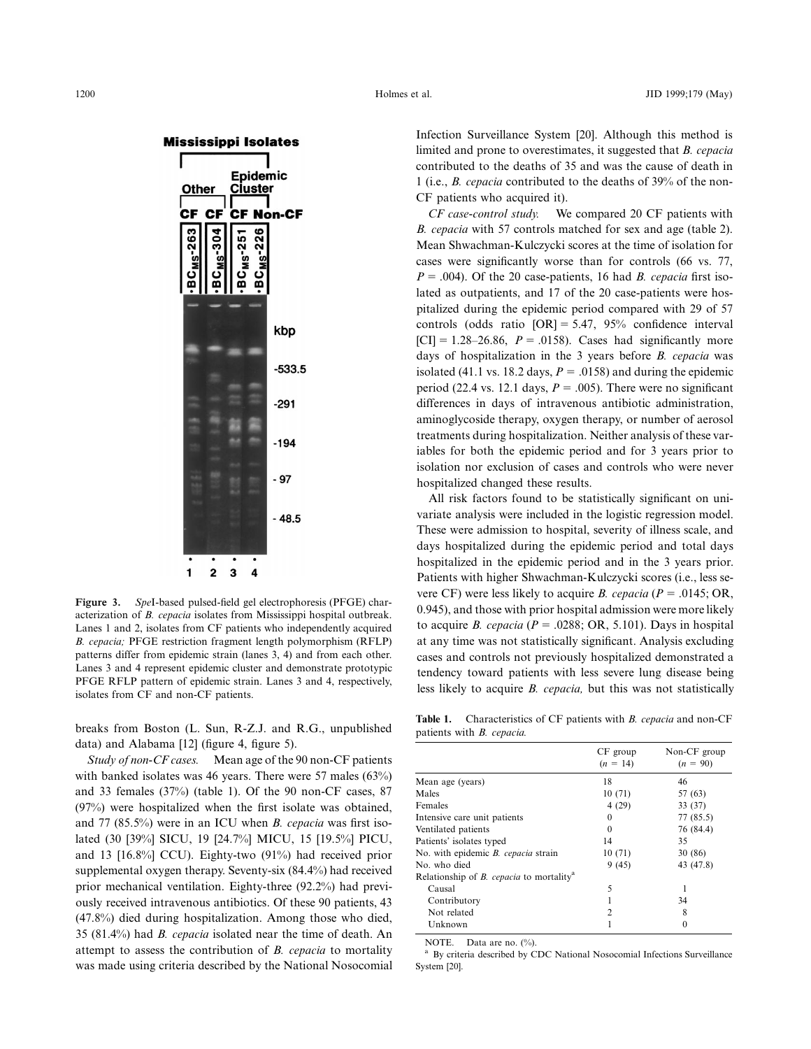Figure 3. *Spe*I-based pulsed-field gel electrophoresis (PFGE) characterization of *B. cepacia* isolates from Mississippi hospital outbreak. Lanes 1 and 2, isolates from CF patients who independently acquired *B. cepacia;* PFGE restriction fragment length polymorphism (RFLP) patterns differ from epidemic strain (lanes 3, 4) and from each other. Lanes 3 and 4 represent epidemic cluster and demonstrate prototypic PFGE RFLP pattern of epidemic strain. Lanes 3 and 4, respectively, isolates from CF and non-CF patients.

breaks from Boston (L. Sun, R-Z.J. and R.G., unpublished data) and Alabama [12] (figure 4, figure 5).

*Study of non-CF cases.* Mean age of the 90 non-CF patients with banked isolates was 46 years. There were 57 males (63%) and 33 females (37%) (table 1). Of the 90 non-CF cases, 87 (97%) were hospitalized when the first isolate was obtained, and 77 (85.5%) were in an ICU when *B. cepacia* was first isolated (30 [39%] SICU, 19 [24.7%] MICU, 15 [19.5%] PICU, and 13 [16.8%] CCU). Eighty-two (91%) had received prior supplemental oxygen therapy. Seventy-six (84.4%) had received prior mechanical ventilation. Eighty-three (92.2%) had previously received intravenous antibiotics. Of these 90 patients, 43 (47.8%) died during hospitalization. Among those who died, 35 (81.4%) had *B. cepacia* isolated near the time of death. An attempt to assess the contribution of *B. cepacia* to mortality was made using criteria described by the National Nosocomial Infection Surveillance System [20]. Although this method is limited and prone to overestimates, it suggested that *B. cepacia* contributed to the deaths of 35 and was the cause of death in 1 (i.e., *B. cepacia* contributed to the deaths of 39% of the non-CF patients who acquired it).

*CF case-control study.* We compared 20 CF patients with *B. cepacia* with 57 controls matched for sex and age (table 2). Mean Shwachman-Kulczycki scores at the time of isolation for cases were significantly worse than for controls (66 vs. 77, $P = .004$). Of the 20 case-patients, 16 had *B. cepacia* first isolated as outpatients, and 17 of the 20 case-patients were hospitalized during the epidemic period compared with 29 of 57 controls (odds ratio [OR] = 5.47, 95% confidence interval [CI] = 1.28–26.86, $P = .0158$). Cases had significantly more days of hospitalization in the 3 years before *B. cepacia* was isolated (41.1 vs. 18.2 days, $P = .0158$) and during the epidemic period (22.4 vs. 12.1 days, $P = .005$). There were no significant differences in days of intravenous antibiotic administration, aminoglycoside therapy, oxygen therapy, or number of aerosol treatments during hospitalization. Neither analysis of these variables for both the epidemic period and for 3 years prior to isolation nor exclusion of cases and controls who were never hospitalized changed these results.

All risk factors found to be statistically significant on univariate analysis were included in the logistic regression model. These were admission to hospital, severity of illness scale, and days hospitalized during the epidemic period and total days hospitalized in the epidemic period and in the 3 years prior. Patients with higher Shwachman-Kulczycki scores (i.e., less severe CF) were less likely to acquire *B. cepacia* ($P = .0145$; OR, 0.945), and those with prior hospital admission were more likely to acquire *B. cepacia* ($P = .0288$; OR, 5.101). Days in hospital at any time was not statistically significant. Analysis excluding cases and controls not previously hospitalized demonstrated a tendency toward patients with less severe lung disease being less likely to acquire *B. cepacia,* but this was not statistically

**Table 1.** Characteristics of CF patients with *B. cepacia* and non-CF patients with *B. cepacia.*

| | CF group ($n$ = 14) | Non-CF group ($n$ = 90) |
|---|---|---|
| Mean age (years) | 18 | 46 |
| Males | 10 (71) | 57 (63) |
| Females | 4 (29) | 33 (37) |
| Intensive care unit patients | 0 | 77 (85.5) |
| Ventilated patients | 0 | 76 (84.4) |
| Patients' isolates typed | 14 | 35 |
| No. with epidemic *B. cepacia* strain | 10 (71) | 30 (86) |
| No. who died | 9 (45) | 43 (47.8) |
| Relationship of *B. cepacia* to mortality[a] | | |
| Causal | 5 | 1 |
| Contributory | 1 | 34 |
| Not related | 2 | 8 |
| Unknown | 1 | 0 |

NOTE. Data are no. (%).

[a] By criteria described by CDC National Nosocomial Infections Surveillance System [20].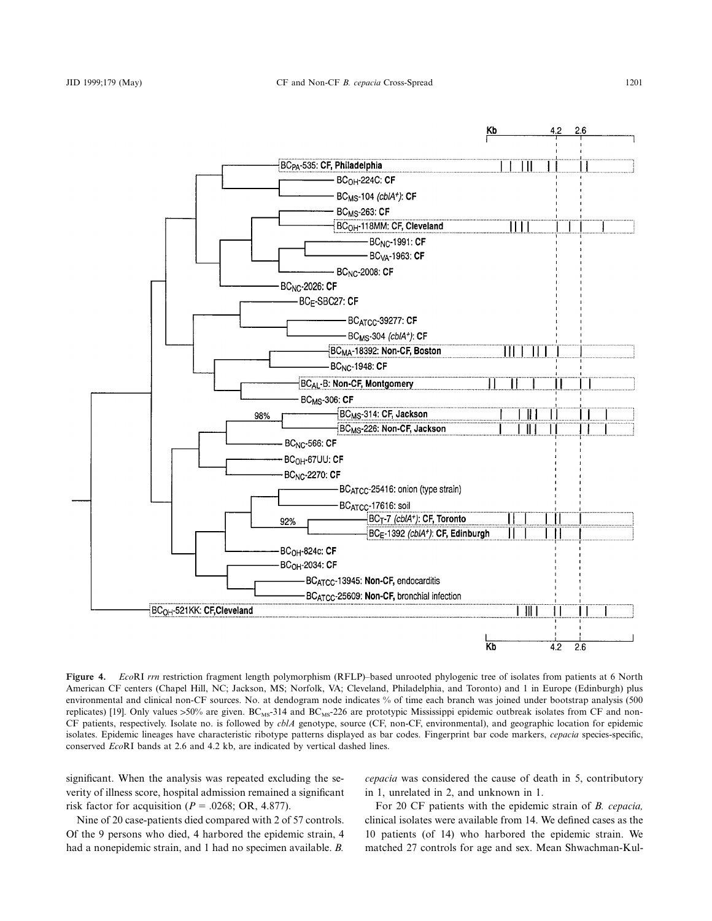**Figure 4.** *Eco*RI *rrn* restriction fragment length polymorphism (RFLP)–based unrooted phylogenic tree of isolates from patients at 6 North American CF centers (Chapel Hill, NC; Jackson, MS; Norfolk, VA; Cleveland, Philadelphia, and Toronto) and 1 in Europe (Edinburgh) plus environmental and clinical non-CF sources. No. at dendogram node indicates % of time each branch was joined under bootstrap analysis (500 replicates) [19]. Only values >50% are given. $BC_{MS}$-314 and $BC_{MS}$-226 are prototypic Mississippi epidemic outbreak isolates from CF and non-CF patients, respectively. Isolate no. is followed by *cblA* genotype, source (CF, non-CF, environmental), and geographic location for epidemic isolates. Epidemic lineages have characteristic ribotype patterns displayed as bar codes. Fingerprint bar code markers, *cepacia* species-specific, conserved *Eco*RI bands at 2.6 and 4.2 kb, are indicated by vertical dashed lines.

significant. When the analysis was repeated excluding the severity of illness score, hospital admission remained a significant risk factor for acquisition ($P = .0268$; OR, 4.877).

Nine of 20 case-patients died compared with 2 of 57 controls. Of the 9 persons who died, 4 harbored the epidemic strain, 4 had a nonepidemic strain, and 1 had no specimen available. *B. cepacia* was considered the cause of death in 5, contributory in 1, unrelated in 2, and unknown in 1.

For 20 CF patients with the epidemic strain of *B. cepacia,* clinical isolates were available from 14. We defined cases as the 10 patients (of 14) who harbored the epidemic strain. We matched 27 controls for age and sex. Mean Shwachman-Kul-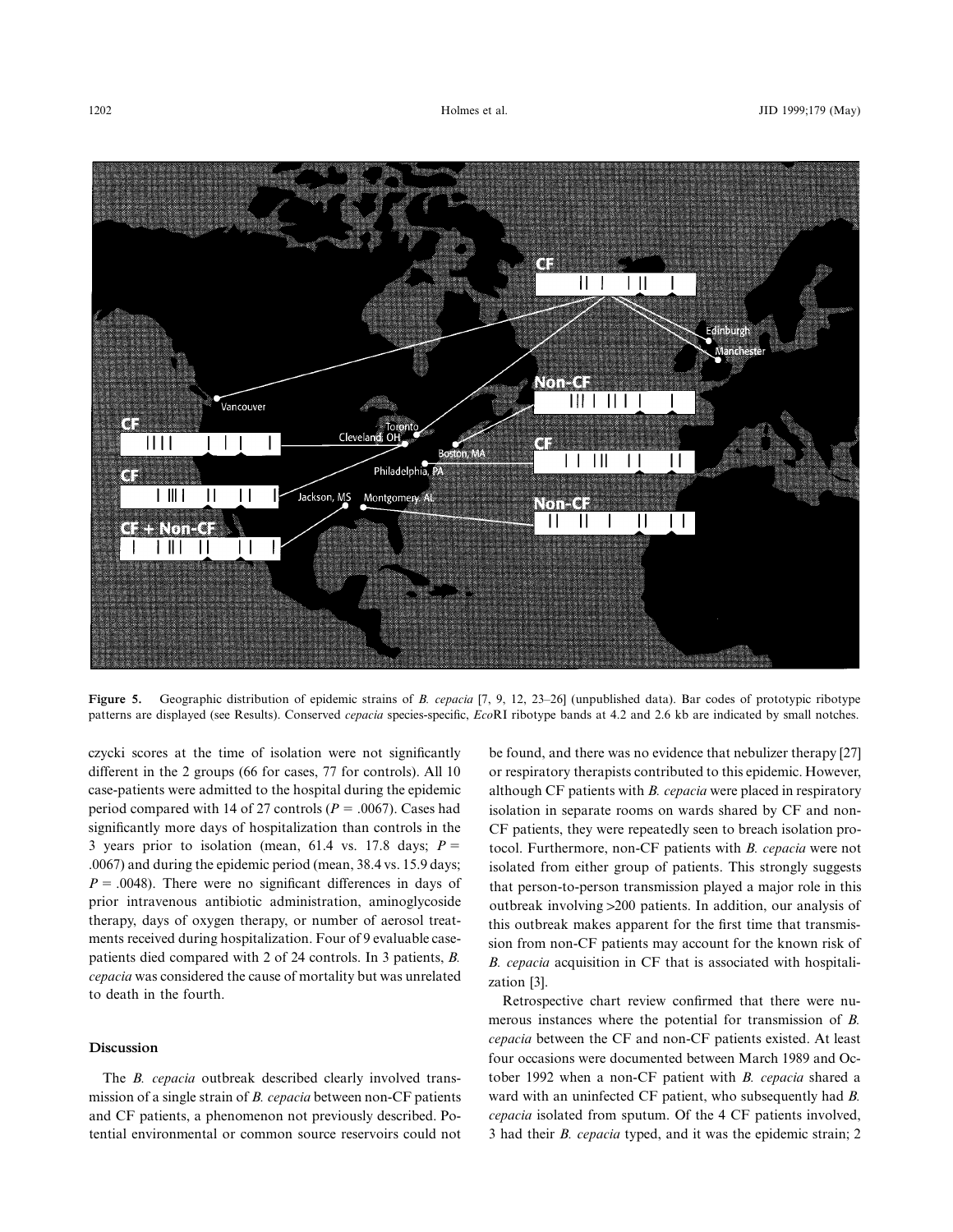**Figure 5.** Geographic distribution of epidemic strains of *B. cepacia* [7, 9, 12, 23–26] (unpublished data). Bar codes of prototypic ribotype patterns are displayed (see Results). Conserved *cepacia* species-specific, *Eco*RI ribotype bands at 4.2 and 2.6 kb are indicated by small notches.

czycki scores at the time of isolation were not significantly different in the 2 groups (66 for cases, 77 for controls). All 10 case-patients were admitted to the hospital during the epidemic period compared with 14 of 27 controls ($P = .0067$). Cases had significantly more days of hospitalization than controls in the 3 years prior to isolation (mean, 61.4 vs. 17.8 days; $P = .0067$) and during the epidemic period (mean, 38.4 vs. 15.9 days; $P = .0048$). There were no significant differences in days of prior intravenous antibiotic administration, aminoglycoside therapy, days of oxygen therapy, or number of aerosol treatments received during hospitalization. Four of 9 evaluable case-patients died compared with 2 of 24 controls. In 3 patients, *B. cepacia* was considered the cause of mortality but was unrelated to death in the fourth.

## Discussion

The *B. cepacia* outbreak described clearly involved transmission of a single strain of *B. cepacia* between non-CF patients and CF patients, a phenomenon not previously described. Potential environmental or common source reservoirs could not be found, and there was no evidence that nebulizer therapy [27] or respiratory therapists contributed to this epidemic. However, although CF patients with *B. cepacia* were placed in respiratory isolation in separate rooms on wards shared by CF and non-CF patients, they were repeatedly seen to breach isolation protocol. Furthermore, non-CF patients with *B. cepacia* were not isolated from either group of patients. This strongly suggests that person-to-person transmission played a major role in this outbreak involving >200 patients. In addition, our analysis of this outbreak makes apparent for the first time that transmission from non-CF patients may account for the known risk of *B. cepacia* acquisition in CF that is associated with hospitalization [3].

Retrospective chart review confirmed that there were numerous instances where the potential for transmission of *B. cepacia* between the CF and non-CF patients existed. At least four occasions were documented between March 1989 and October 1992 when a non-CF patient with *B. cepacia* shared a ward with an uninfected CF patient, who subsequently had *B. cepacia* isolated from sputum. Of the 4 CF patients involved, 3 had their *B. cepacia* typed, and it was the epidemic strain; 2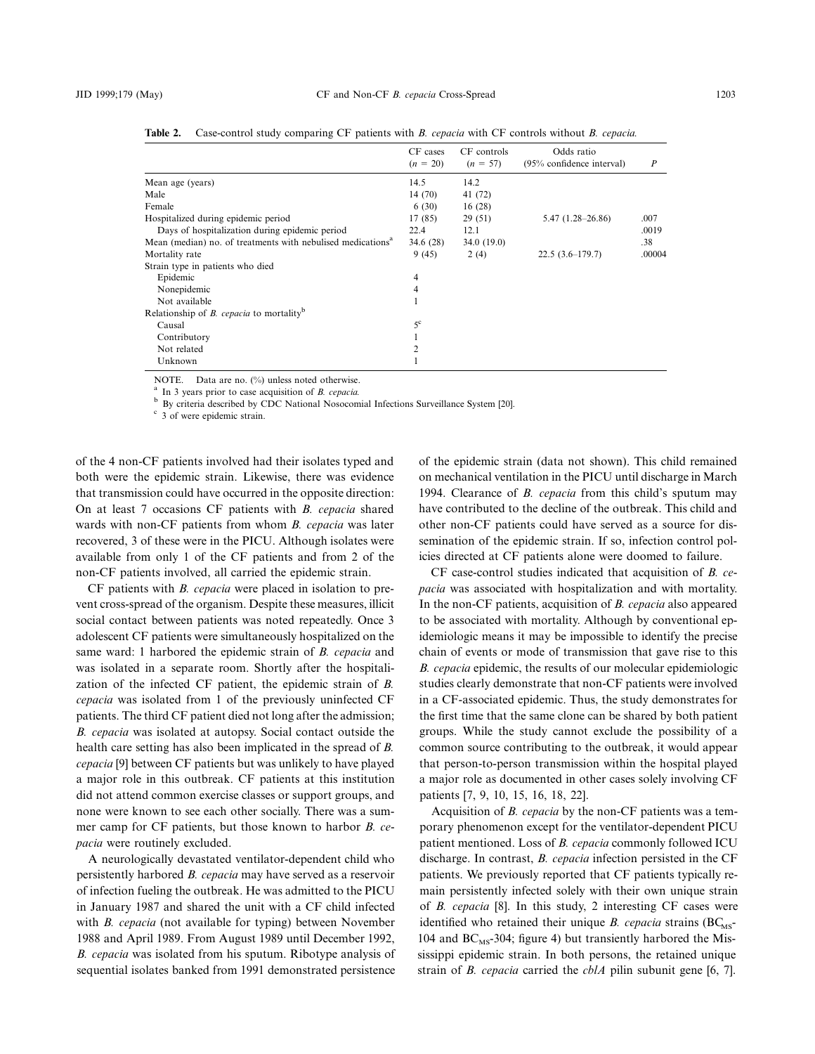**Table 2.** Case-control study comparing CF patients with *B. cepacia* with CF controls without *B. cepacia.*

| | CF cases ($n$ = 20) | CF controls ($n$ = 57) | Odds ratio (95% confidence interval) | $P$ |
|---|---|---|---|---|
| Mean age (years) | 14.5 | 14.2 | | |
| Male | 14 (70) | 41 (72) | | |
| Female | 6 (30) | 16 (28) | | |
| Hospitalized during epidemic period | 17 (85) | 29 (51) | 5.47 (1.28–26.86) | .007 |
| Days of hospitalization during epidemic period | 22.4 | 12.1 | | .0019 |
| Mean (median) no. of treatments with nebulised medications[a] | 34.6 (28) | 34.0 (19.0) | | .38 |
| Mortality rate | 9 (45) | 2 (4) | 22.5 (3.6–179.7) | .00004 |
| Strain type in patients who died | | | | |
| Epidemic | 4 | | | |
| Nonepidemic | 4 | | | |
| Not available | 1 | | | |
| Relationship of *B. cepacia* to mortality[b] | | | | |
| Causal | 5[c] | | | |
| Contributory | 1 | | | |
| Not related | 2 | | | |
| Unknown | 1 | | | |

NOTE. Data are no. (%) unless noted otherwise.

[a] In 3 years prior to case acquisition of *B. cepacia.*

[b] By criteria described by CDC National Nosocomial Infections Surveillance System [20].

[c] 3 of were epidemic strain.

of the 4 non-CF patients involved had their isolates typed and both were the epidemic strain. Likewise, there was evidence that transmission could have occurred in the opposite direction: On at least 7 occasions CF patients with *B. cepacia* shared wards with non-CF patients from whom *B. cepacia* was later recovered, 3 of these were in the PICU. Although isolates were available from only 1 of the CF patients and from 2 of the non-CF patients involved, all carried the epidemic strain.

CF patients with *B. cepacia* were placed in isolation to prevent cross-spread of the organism. Despite these measures, illicit social contact between patients was noted repeatedly. Once 3 adolescent CF patients were simultaneously hospitalized on the same ward: 1 harbored the epidemic strain of *B. cepacia* and was isolated in a separate room. Shortly after the hospitalization of the infected CF patient, the epidemic strain of *B. cepacia* was isolated from 1 of the previously uninfected CF patients. The third CF patient died not long after the admission; *B. cepacia* was isolated at autopsy. Social contact outside the health care setting has also been implicated in the spread of *B. cepacia* [9] between CF patients but was unlikely to have played a major role in this outbreak. CF patients at this institution did not attend common exercise classes or support groups, and none were known to see each other socially. There was a summer camp for CF patients, but those known to harbor *B. cepacia* were routinely excluded.

A neurologically devastated ventilator-dependent child who persistently harbored *B. cepacia* may have served as a reservoir of infection fueling the outbreak. He was admitted to the PICU in January 1987 and shared the unit with a CF child infected with *B. cepacia* (not available for typing) between November 1988 and April 1989. From August 1989 until December 1992, *B. cepacia* was isolated from his sputum. Ribotype analysis of sequential isolates banked from 1991 demonstrated persistence of the epidemic strain (data not shown). This child remained on mechanical ventilation in the PICU until discharge in March 1994. Clearance of *B. cepacia* from this child's sputum may have contributed to the decline of the outbreak. This child and other non-CF patients could have served as a source for dissemination of the epidemic strain. If so, infection control policies directed at CF patients alone were doomed to failure.

CF case-control studies indicated that acquisition of *B. cepacia* was associated with hospitalization and with mortality. In the non-CF patients, acquisition of *B. cepacia* also appeared to be associated with mortality. Although by conventional epidemiologic means it may be impossible to identify the precise chain of events or mode of transmission that gave rise to this *B. cepacia* epidemic, the results of our molecular epidemiologic studies clearly demonstrate that non-CF patients were involved in a CF-associated epidemic. Thus, the study demonstrates for the first time that the same clone can be shared by both patient groups. While the study cannot exclude the possibility of a common source contributing to the outbreak, it would appear that person-to-person transmission within the hospital played a major role as documented in other cases solely involving CF patients [7, 9, 10, 15, 16, 18, 22].

Acquisition of *B. cepacia* by the non-CF patients was a temporary phenomenon except for the ventilator-dependent PICU patient mentioned. Loss of *B. cepacia* commonly followed ICU discharge. In contrast, *B. cepacia* infection persisted in the CF patients. We previously reported that CF patients typically remain persistently infected solely with their own unique strain of *B. cepacia* [8]. In this study, 2 interesting CF cases were identified who retained their unique *B. cepacia* strains ($BC_{MS}$-104 and $BC_{MS}$-304; figure 4) but transiently harbored the Mississippi epidemic strain. In both persons, the retained unique strain of *B. cepacia* carried the *cblA* pilin subunit gene [6, 7].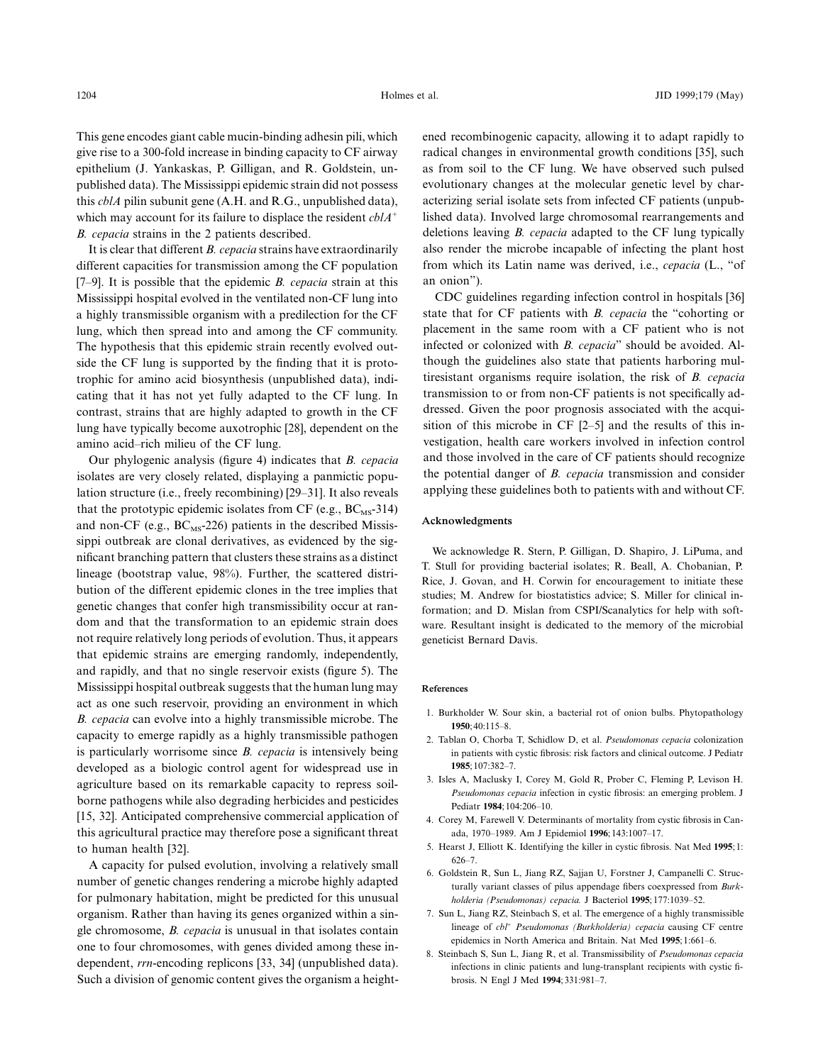This gene encodes giant cable mucin-binding adhesin pili, which give rise to a 300-fold increase in binding capacity to CF airway epithelium (J. Yankaskas, P. Gilligan, and R. Goldstein, unpublished data). The Mississippi epidemic strain did not possess this *cblA* pilin subunit gene (A.H. and R.G., unpublished data), which may account for its failure to displace the resident *cblA*$^{+}$ *B. cepacia* strains in the 2 patients described.

It is clear that different *B. cepacia* strains have extraordinarily different capacities for transmission among the CF population [7–9]. It is possible that the epidemic *B. cepacia* strain at this Mississippi hospital evolved in the ventilated non-CF lung into a highly transmissible organism with a predilection for the CF lung, which then spread into and among the CF community. The hypothesis that this epidemic strain recently evolved outside the CF lung is supported by the finding that it is prototrophic for amino acid biosynthesis (unpublished data), indicating that it has not yet fully adapted to the CF lung. In contrast, strains that are highly adapted to growth in the CF lung have typically become auxotrophic [28], dependent on the amino acid–rich milieu of the CF lung.

Our phylogenic analysis (figure 4) indicates that *B. cepacia* isolates are very closely related, displaying a panmictic population structure (i.e., freely recombining) [29–31]. It also reveals that the prototypic epidemic isolates from CF (e.g., $BC_{MS}$-314) and non-CF (e.g., $BC_{MS}$-226) patients in the described Mississippi outbreak are clonal derivatives, as evidenced by the significant branching pattern that clusters these strains as a distinct lineage (bootstrap value, 98%). Further, the scattered distribution of the different epidemic clones in the tree implies that genetic changes that confer high transmissibility occur at random and that the transformation to an epidemic strain does not require relatively long periods of evolution. Thus, it appears that epidemic strains are emerging randomly, independently, and rapidly, and that no single reservoir exists (figure 5). The Mississippi hospital outbreak suggests that the human lung may act as one such reservoir, providing an environment in which *B. cepacia* can evolve into a highly transmissible microbe. The capacity to emerge rapidly as a highly transmissible pathogen is particularly worrisome since *B. cepacia* is intensively being developed as a biologic control agent for widespread use in agriculture based on its remarkable capacity to repress soil-borne pathogens while also degrading herbicides and pesticides [15, 32]. Anticipated comprehensive commercial application of this agricultural practice may therefore pose a significant threat to human health [32].

A capacity for pulsed evolution, involving a relatively small number of genetic changes rendering a microbe highly adapted for pulmonary habitation, might be predicted for this unusual organism. Rather than having its genes organized within a single chromosome, *B. cepacia* is unusual in that isolates contain one to four chromosomes, with genes divided among these independent, *rrn*-encoding replicons [33, 34] (unpublished data). Such a division of genomic content gives the organism a heightened recombinogenic capacity, allowing it to adapt rapidly to radical changes in environmental growth conditions [35], such as from soil to the CF lung. We have observed such pulsed evolutionary changes at the molecular genetic level by characterizing serial isolate sets from infected CF patients (unpublished data). Involved large chromosomal rearrangements and deletions leaving *B. cepacia* adapted to the CF lung typically also render the microbe incapable of infecting the plant host from which its Latin name was derived, i.e., *cepacia* (L., "of an onion").

CDC guidelines regarding infection control in hospitals [36] state that for CF patients with *B. cepacia* the "cohorting or placement in the same room with a CF patient who is not infected or colonized with *B. cepacia*" should be avoided. Although the guidelines also state that patients harboring multiresistant organisms require isolation, the risk of *B. cepacia* transmission to or from non-CF patients is not specifically addressed. Given the poor prognosis associated with the acquisition of this microbe in CF [2–5] and the results of this investigation, health care workers involved in infection control and those involved in the care of CF patients should recognize the potential danger of *B. cepacia* transmission and consider applying these guidelines both to patients with and without CF.

## Acknowledgments

We acknowledge R. Stern, P. Gilligan, D. Shapiro, J. LiPuma, and T. Stull for providing bacterial isolates; R. Beall, A. Chobanian, P. Rice, J. Govan, and H. Corwin for encouragement to initiate these studies; M. Andrew for biostatistics advice; S. Miller for clinical information; and D. Mislan from CSPI/Scanalytics for help with software. Resultant insight is dedicated to the memory of the microbial geneticist Bernard Davis.

## References

1. Burkholder W. Sour skin, a bacterial rot of onion bulbs. Phytopathology **1950**; 40:115–8.
2. Tablan O, Chorba T, Schidlow D, et al. *Pseudomonas cepacia* colonization in patients with cystic fibrosis: risk factors and clinical outcome. J Pediatr **1985**; 107:382–7.
3. Isles A, Maclusky I, Corey M, Gold R, Prober C, Fleming P, Levison H. *Pseudomonas cepacia* infection in cystic fibrosis: an emerging problem. J Pediatr **1984**; 104:206–10.
4. Corey M, Farewell V. Determinants of mortality from cystic fibrosis in Canada, 1970–1989. Am J Epidemiol **1996**; 143:1007–17.
5. Hearst J, Elliott K. Identifying the killer in cystic fibrosis. Nat Med **1995**; 1: 626–7.
6. Goldstein R, Sun L, Jiang RZ, Sajjan U, Forstner J, Campanelli C. Structurally variant classes of pilus appendage fibers coexpressed from *Burkholderia (Pseudomonas) cepacia.* J Bacteriol **1995**; 177:1039–52.
7. Sun L, Jiang RZ, Steinbach S, et al. The emergence of a highly transmissible lineage of *cbl*$^{+}$ *Pseudomonas (Burkholderia) cepacia* causing CF centre epidemics in North America and Britain. Nat Med **1995**; 1:661–6.
8. Steinbach S, Sun L, Jiang R, et al. Transmissibility of *Pseudomonas cepacia* infections in clinic patients and lung-transplant recipients with cystic fibrosis. N Engl J Med **1994**; 331:981–7.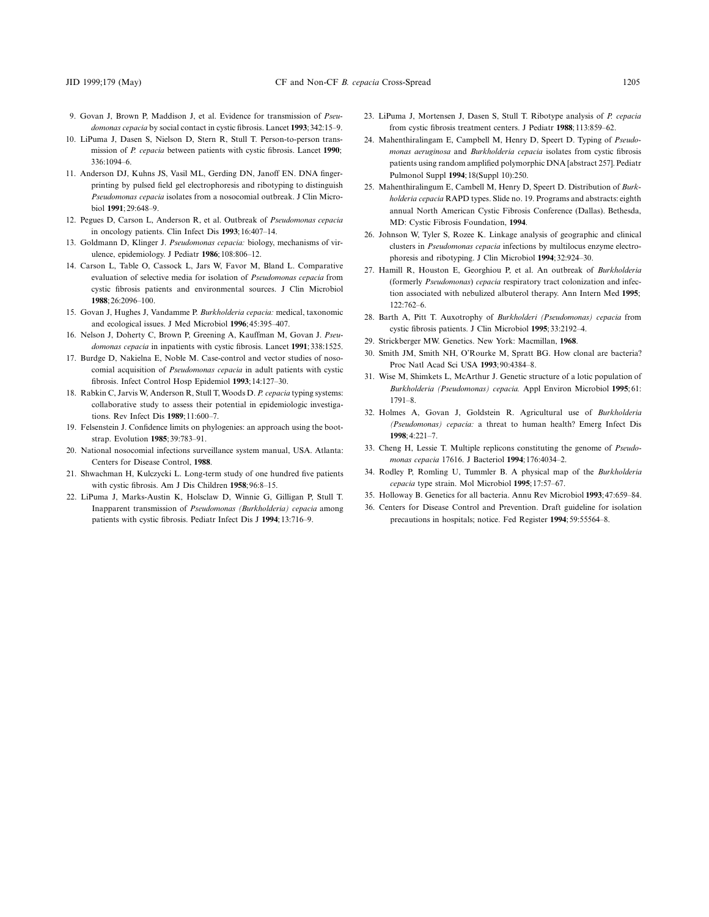9. Govan J, Brown P, Maddison J, et al. Evidence for transmission of *Pseudomonas cepacia* by social contact in cystic fibrosis. Lancet **1993**;342:15–9.
10. LiPuma J, Dasen S, Nielson D, Stern R, Stull T. Person-to-person transmission of *P. cepacia* between patients with cystic fibrosis. Lancet **1990**; 336:1094–6.
11. Anderson DJ, Kuhns JS, Vasil ML, Gerding DN, Janoff EN. DNA fingerprinting by pulsed field gel electrophoresis and ribotyping to distinguish *Pseudomonas cepacia* isolates from a nosocomial outbreak. J Clin Microbiol **1991**;29:648–9.
12. Pegues D, Carson L, Anderson R, et al. Outbreak of *Pseudomonas cepacia* in oncology patients. Clin Infect Dis **1993**;16:407–14.
13. Goldmann D, Klinger J. *Pseudomonas cepacia:* biology, mechanisms of virulence, epidemiology. J Pediatr **1986**;108:806–12.
14. Carson L, Table O, Cassock L, Jars W, Favor M, Bland L. Comparative evaluation of selective media for isolation of *Pseudomonas cepacia* from cystic fibrosis patients and environmental sources. J Clin Microbiol **1988**;26:2096–100.
15. Govan J, Hughes J, Vandamme P. *Burkholderia cepacia:* medical, taxonomic and ecological issues. J Med Microbiol **1996**;45:395–407.
16. Nelson J, Doherty C, Brown P, Greening A, Kauffman M, Govan J. *Pseudomonas cepacia* in inpatients with cystic fibrosis. Lancet **1991**;338:1525.
17. Burdge D, Nakielna E, Noble M. Case-control and vector studies of nosocomial acquisition of *Pseudomonas cepacia* in adult patients with cystic fibrosis. Infect Control Hosp Epidemiol **1993**;14:127–30.
18. Rabkin C, Jarvis W, Anderson R, Stull T, Woods D. *P. cepacia* typing systems: collaborative study to assess their potential in epidemiologic investigations. Rev Infect Dis **1989**;11:600–7.
19. Felsenstein J. Confidence limits on phylogenies: an approach using the bootstrap. Evolution **1985**;39:783–91.
20. National nosocomial infections surveillance system manual, USA. Atlanta: Centers for Disease Control, **1988**.
21. Shwachman H, Kulczycki L. Long-term study of one hundred five patients with cystic fibrosis. Am J Dis Children **1958**;96:8–15.
22. LiPuma J, Marks-Austin K, Holsclaw D, Winnie G, Gilligan P, Stull T. Inapparent transmission of *Pseudomonas (Burkholderia) cepacia* among patients with cystic fibrosis. Pediatr Infect Dis J **1994**;13:716–9.
23. LiPuma J, Mortensen J, Dasen S, Stull T. Ribotype analysis of *P. cepacia* from cystic fibrosis treatment centers. J Pediatr **1988**;113:859–62.
24. Mahenthiralingam E, Campbell M, Henry D, Speert D. Typing of *Pseudomonas aeruginosa* and *Burkholderia cepacia* isolates from cystic fibrosis patients using random amplified polymorphic DNA [abstract 257]. Pediatr Pulmonol Suppl **1994**;18(Suppl 10):250.
25. Mahenthiralingum E, Cambell M, Henry D, Speert D. Distribution of *Burkholderia cepacia* RAPD types. Slide no. 19. Programs and abstracts: eighth annual North American Cystic Fibrosis Conference (Dallas). Bethesda, MD: Cystic Fibrosis Foundation, **1994**.
26. Johnson W, Tyler S, Rozee K. Linkage analysis of geographic and clinical clusters in *Pseudomonas cepacia* infections by multilocus enzyme electrophoresis and ribotyping. J Clin Microbiol **1994**;32:924–30.
27. Hamill R, Houston E, Georghiou P, et al. An outbreak of *Burkholderia* (formerly *Pseudomonas*) *cepacia* respiratory tract colonization and infection associated with nebulized albuterol therapy. Ann Intern Med **1995**; 122:762–6.
28. Barth A, Pitt T. Auxotrophy of *Burkholderi (Pseudomonas) cepacia* from cystic fibrosis patients. J Clin Microbiol **1995**;33:2192–4.
29. Strickberger MW. Genetics. New York: Macmillan, **1968**.
30. Smith JM, Smith NH, O'Rourke M, Spratt BG. How clonal are bacteria? Proc Natl Acad Sci USA **1993**;90:4384–8.
31. Wise M, Shimkets L, McArthur J. Genetic structure of a lotic population of *Burkholderia (Pseudomonas) cepacia.* Appl Environ Microbiol **1995**;61: 1791–8.
32. Holmes A, Govan J, Goldstein R. Agricultural use of *Burkholderia (Pseudomonas) cepacia:* a threat to human health? Emerg Infect Dis **1998**;4:221–7.
33. Cheng H, Lessie T. Multiple replicons constituting the genome of *Pseudomonas cepacia* 17616. J Bacteriol **1994**;176:4034–2.
34. Rodley P, Romling U, Tummler B. A physical map of the *Burkholderia cepacia* type strain. Mol Microbiol **1995**;17:57–67.
35. Holloway B. Genetics for all bacteria. Annu Rev Microbiol **1993**;47:659–84.
36. Centers for Disease Control and Prevention. Draft guideline for isolation precautions in hospitals; notice. Fed Register **1994**;59:55564–8.